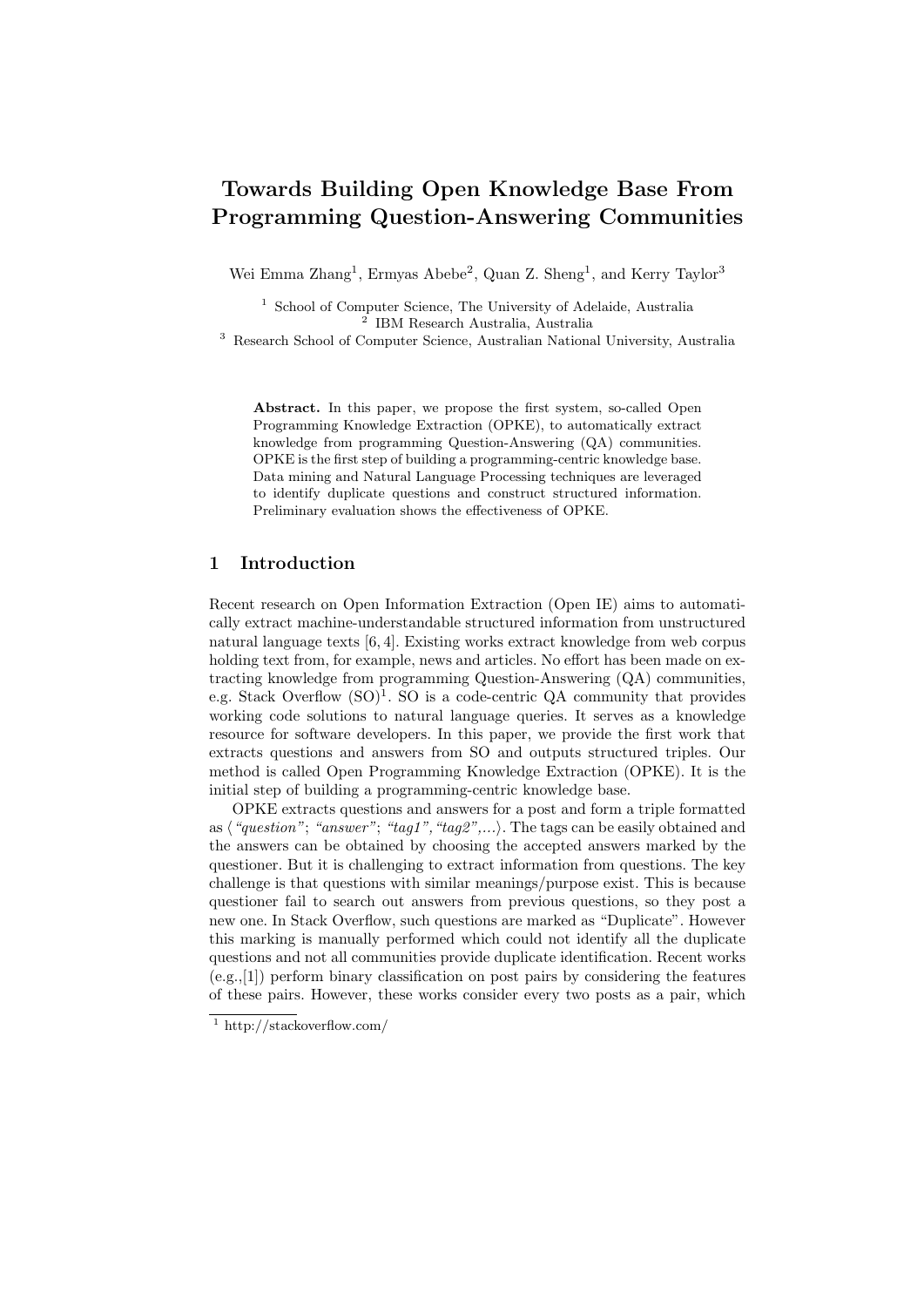# Towards Building Open Knowledge Base From Programming Question-Answering Communities

Wei Emma Zhang[1], Ermyas Abebe[2], Quan Z. Sheng[1], and Kerry Taylor[3]

[1] School of Computer Science, The University of Adelaide, Australia
[2] IBM Research Australia, Australia
[3] Research School of Computer Science, Australian National University, Australia

**Abstract.** In this paper, we propose the first system, so-called Open Programming Knowledge Extraction (OPKE), to automatically extract knowledge from programming Question-Answering (QA) communities. OPKE is the first step of building a programming-centric knowledge base. Data mining and Natural Language Processing techniques are leveraged to identify duplicate questions and construct structured information. Preliminary evaluation shows the effectiveness of OPKE.

## 1 Introduction

Recent research on Open Information Extraction (Open IE) aims to automatically extract machine-understandable structured information from unstructured natural language texts [6, 4]. Existing works extract knowledge from web corpus holding text from, for example, news and articles. No effort has been made on extracting knowledge from programming Question-Answering (QA) communities, e.g. Stack Overflow (SO)[1]. SO is a code-centric QA community that provides working code solutions to natural language queries. It serves as a knowledge resource for software developers. In this paper, we provide the first work that extracts questions and answers from SO and outputs structured triples. Our method is called Open Programming Knowledge Extraction (OPKE). It is the initial step of building a programming-centric knowledge base.

OPKE extracts questions and answers for a post and form a triple formatted as ⟨*"question"*; *"answer"*; *"tag1","tag2",...*⟩. The tags can be easily obtained and the answers can be obtained by choosing the accepted answers marked by the questioner. But it is challenging to extract information from questions. The key challenge is that questions with similar meanings/purpose exist. This is because questioner fail to search out answers from previous questions, so they post a new one. In Stack Overflow, such questions are marked as "Duplicate". However this marking is manually performed which could not identify all the duplicate questions and not all communities provide duplicate identification. Recent works (e.g.,[1]) perform binary classification on post pairs by considering the features of these pairs. However, these works consider every two posts as a pair, which

[1] http://stackoverflow.com/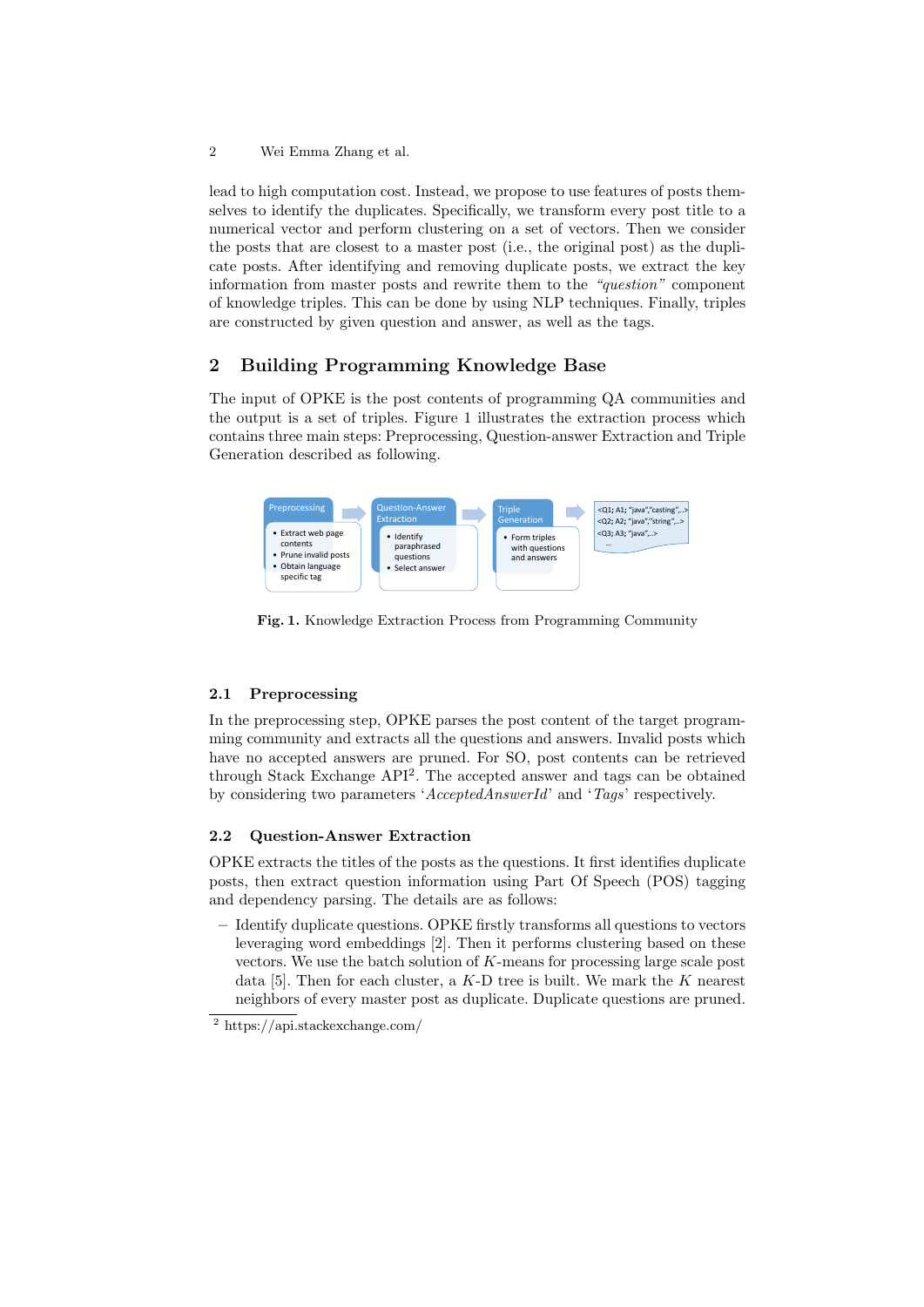lead to high computation cost. Instead, we propose to use features of posts themselves to identify the duplicates. Specifically, we transform every post title to a numerical vector and perform clustering on a set of vectors. Then we consider the posts that are closest to a master post (i.e., the original post) as the duplicate posts. After identifying and removing duplicate posts, we extract the key information from master posts and rewrite them to the *"question"* component of knowledge triples. This can be done by using NLP techniques. Finally, triples are constructed by given question and answer, as well as the tags.

## 2 Building Programming Knowledge Base

The input of OPKE is the post contents of programming QA communities and the output is a set of triples. Figure 1 illustrates the extraction process which contains three main steps: Preprocessing, Question-answer Extraction and Triple Generation described as following.

Preprocessing
- Extract web page contents
- Prune invalid posts
- Obtain language specific tag

Question-Answer Extraction
- Identify paraphrased questions
- Select answer

Triple Generation
- Form triples with questions and answers

<Q1; A1; "java","casting",...>
<Q2; A2; "java","string",...>
<Q3; A3; "java",...>
...

**Fig. 1.** Knowledge Extraction Process from Programming Community

### 2.1 Preprocessing

In the preprocessing step, OPKE parses the post content of the target programming community and extracts all the questions and answers. Invalid posts which have no accepted answers are pruned. For SO, post contents can be retrieved through Stack Exchange API[2]. The accepted answer and tags can be obtained by considering two parameters '*AcceptedAnswerId*' and '*Tags*' respectively.

### 2.2 Question-Answer Extraction

OPKE extracts the titles of the posts as the questions. It first identifies duplicate posts, then extract question information using Part Of Speech (POS) tagging and dependency parsing. The details are as follows:

- Identify duplicate questions. OPKE firstly transforms all questions to vectors leveraging word embeddings [2]. Then it performs clustering based on these vectors. We use the batch solution of $K$-means for processing large scale post data [5]. Then for each cluster, a $K$-D tree is built. We mark the $K$ nearest neighbors of every master post as duplicate. Duplicate questions are pruned.

[2] https://api.stackexchange.com/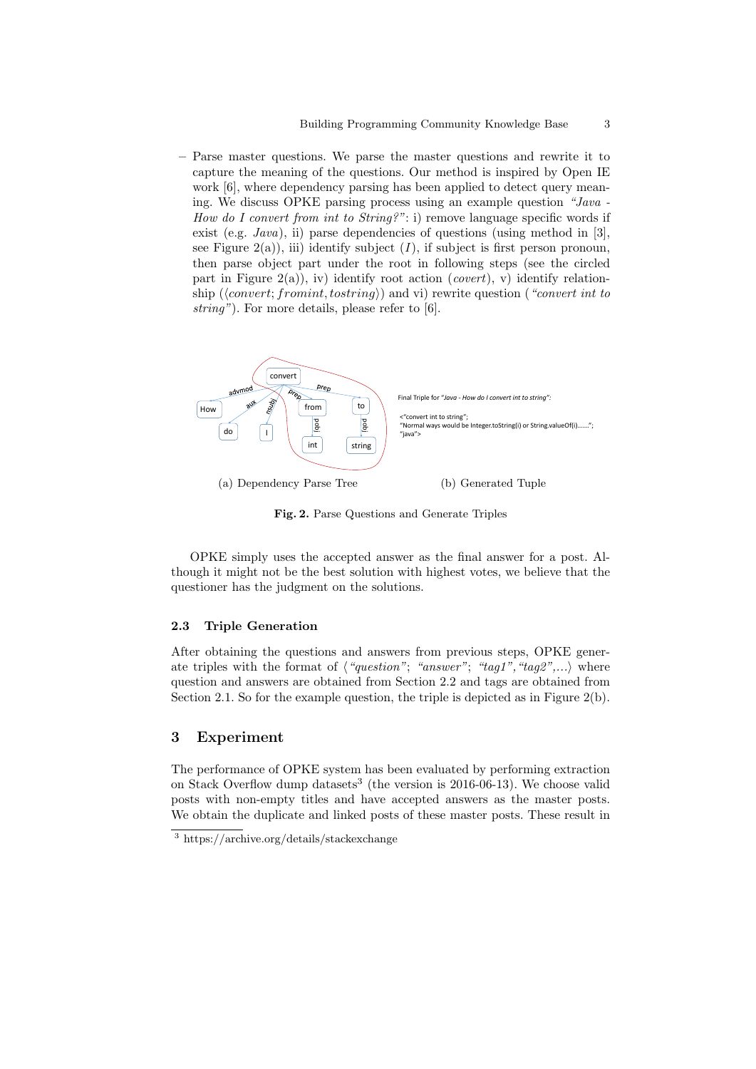– Parse master questions. We parse the master questions and rewrite it to capture the meaning of the questions. Our method is inspired by Open IE work [6], where dependency parsing has been applied to detect query meaning. We discuss OPKE parsing process using an example question *"Java - How do I convert from int to String?"*: i) remove language specific words if exist (e.g. *Java*), ii) parse dependencies of questions (using method in [3], see Figure 2(a)), iii) identify subject (*I*), if subject is first person pronoun, then parse object part under the root in following steps (see the circled part in Figure 2(a)), iv) identify root action (*covert*), v) identify relationship ($\langle convert; fromint, tostring \rangle$) and vi) rewrite question (*"convert int to string"*). For more details, please refer to [6].

convert
advmod
prep
prep
aux
nsubj
How
do
I
from
to
pobj
pobj
int
string

(a) Dependency Parse Tree

Final Triple for *"Java - How do I convert int to string"*:

<"convert int to string";
"Normal ways would be Integer.toString(i) or String.valueOf(i)......";
"java">

(b) Generated Tuple

**Fig. 2.** Parse Questions and Generate Triples

OPKE simply uses the accepted answer as the final answer for a post. Although it might not be the best solution with highest votes, we believe that the questioner has the judgment on the solutions.

### 2.3 Triple Generation

After obtaining the questions and answers from previous steps, OPKE generate triples with the format of ⟨*"question"*; *"answer"*; *"tag1","tag2",...*⟩ where question and answers are obtained from Section 2.2 and tags are obtained from Section 2.1. So for the example question, the triple is depicted as in Figure 2(b).

## 3 Experiment

The performance of OPKE system has been evaluated by performing extraction on Stack Overflow dump datasets[3] (the version is 2016-06-13). We choose valid posts with non-empty titles and have accepted answers as the master posts. We obtain the duplicate and linked posts of these master posts. These result in

[3] https://archive.org/details/stackexchange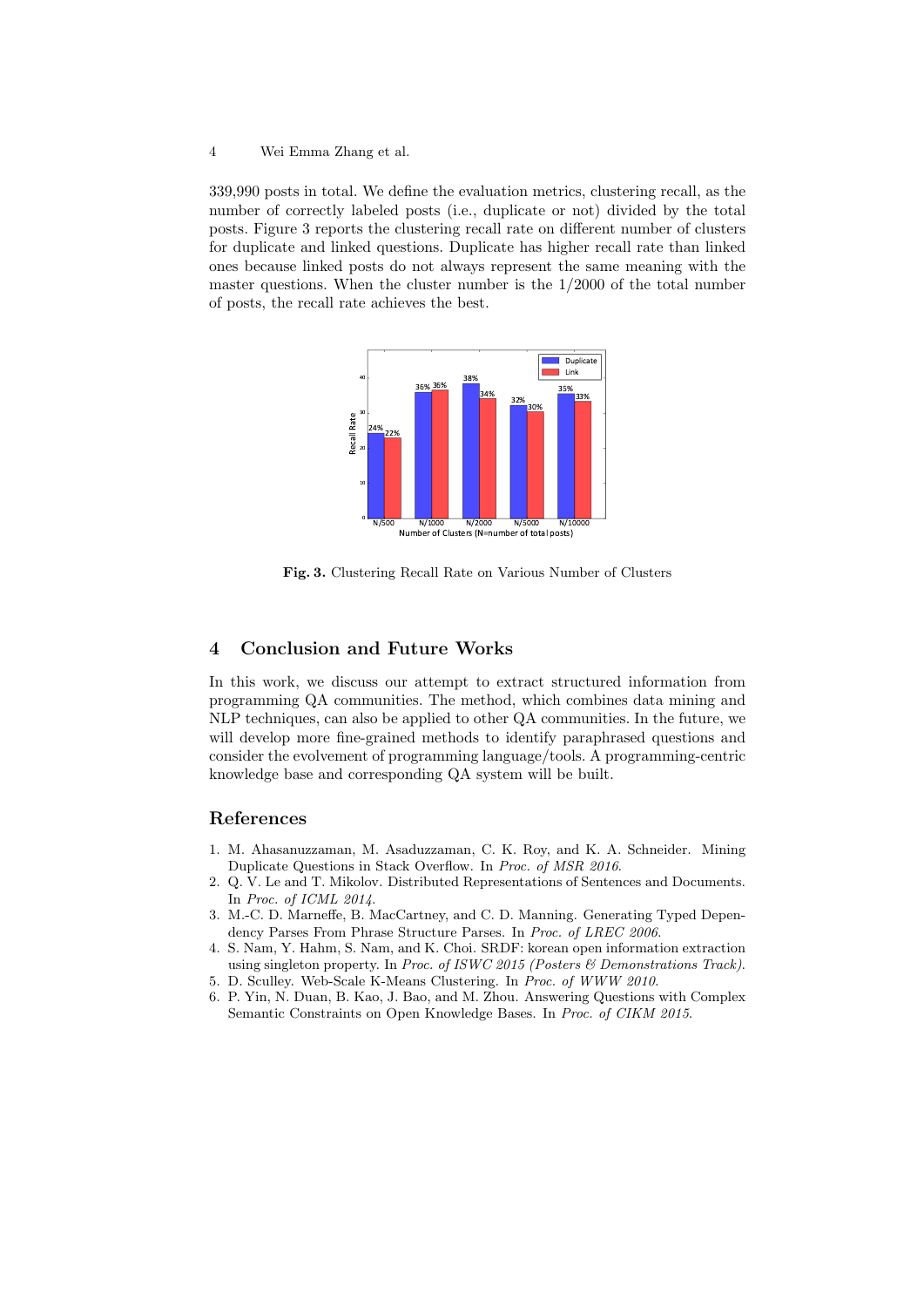339,990 posts in total. We define the evaluation metrics, clustering recall, as the number of correctly labeled posts (i.e., duplicate or not) divided by the total posts. Figure 3 reports the clustering recall rate on different number of clusters for duplicate and linked questions. Duplicate has higher recall rate than linked ones because linked posts do not always represent the same meaning with the master questions. When the cluster number is the 1/2000 of the total number of posts, the recall rate achieves the best.

Duplicate
Link
Recall Rate
0
10
20
30
40
24% 22%
36% 36%
38% 34%
32% 30%
35% 33%
N/500 N/1000 N/2000 N/5000 N/10000
Number of Clusters (N=number of total posts)

**Fig. 3.** Clustering Recall Rate on Various Number of Clusters

## 4 Conclusion and Future Works

In this work, we discuss our attempt to extract structured information from programming QA communities. The method, which combines data mining and NLP techniques, can also be applied to other QA communities. In the future, we will develop more fine-grained methods to identify paraphrased questions and consider the evolvement of programming language/tools. A programming-centric knowledge base and corresponding QA system will be built.

## References

1. M. Ahasanuzzaman, M. Asaduzzaman, C. K. Roy, and K. A. Schneider. Mining Duplicate Questions in Stack Overflow. In *Proc. of MSR 2016*.
2. Q. V. Le and T. Mikolov. Distributed Representations of Sentences and Documents. In *Proc. of ICML 2014*.
3. M.-C. D. Marneffe, B. MacCartney, and C. D. Manning. Generating Typed Dependency Parses From Phrase Structure Parses. In *Proc. of LREC 2006*.
4. S. Nam, Y. Hahm, S. Nam, and K. Choi. SRDF: korean open information extraction using singleton property. In *Proc. of ISWC 2015 (Posters & Demonstrations Track)*.
5. D. Sculley. Web-Scale K-Means Clustering. In *Proc. of WWW 2010*.
6. P. Yin, N. Duan, B. Kao, J. Bao, and M. Zhou. Answering Questions with Complex Semantic Constraints on Open Knowledge Bases. In *Proc. of CIKM 2015*.